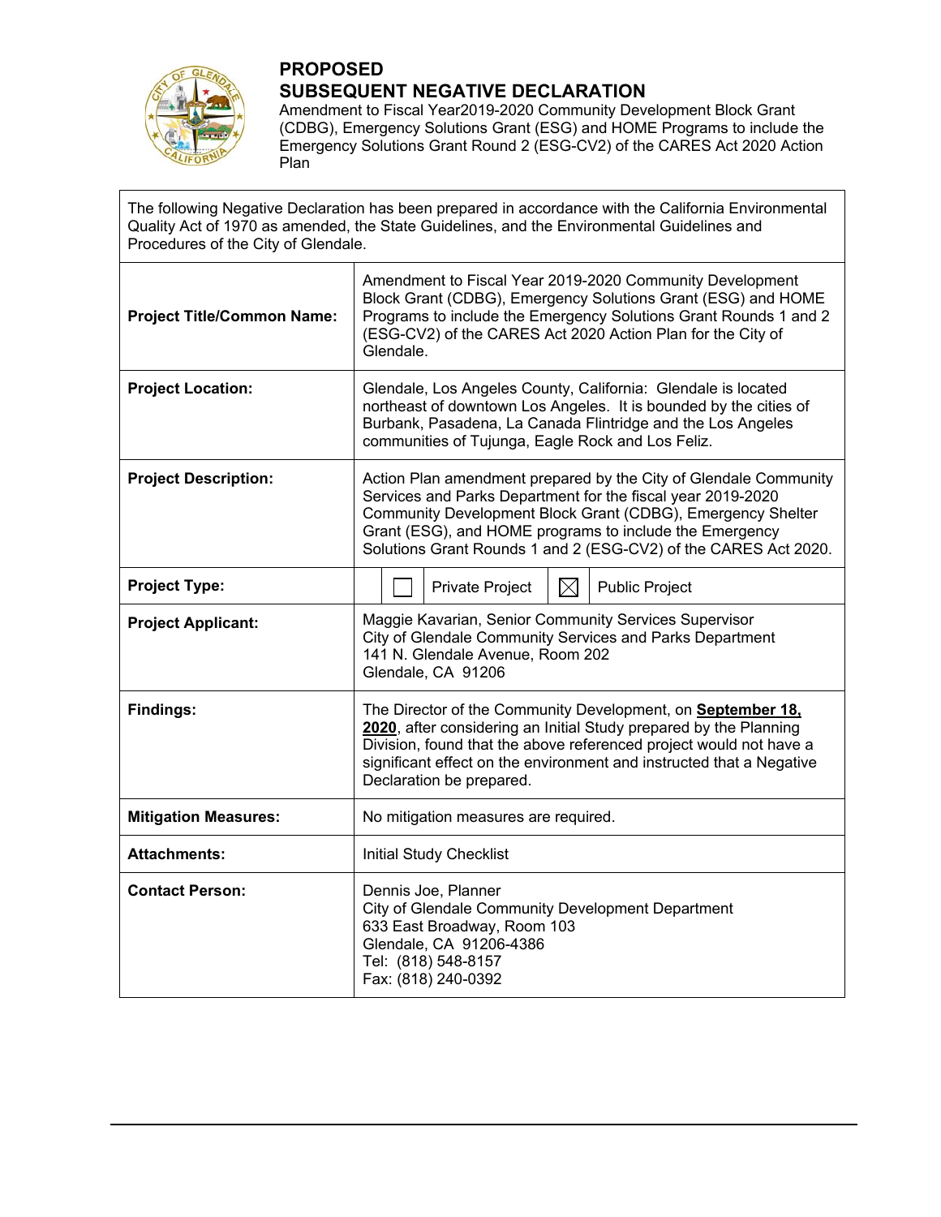# PROPOSED
# SUBSEQUENT NEGATIVE DECLARATION

Amendment to Fiscal Year2019-2020 Community Development Block Grant (CDBG), Emergency Solutions Grant (ESG) and HOME Programs to include the Emergency Solutions Grant Round 2 (ESG-CV2) of the CARES Act 2020 Action Plan

The following Negative Declaration has been prepared in accordance with the California Environmental Quality Act of 1970 as amended, the State Guidelines, and the Environmental Guidelines and Procedures of the City of Glendale.

| | |
|---|---|
| **Project Title/Common Name:** | Amendment to Fiscal Year 2019-2020 Community Development Block Grant (CDBG), Emergency Solutions Grant (ESG) and HOME Programs to include the Emergency Solutions Grant Rounds 1 and 2 (ESG-CV2) of the CARES Act 2020 Action Plan for the City of Glendale. |
| **Project Location:** | Glendale, Los Angeles County, California: Glendale is located northeast of downtown Los Angeles. It is bounded by the cities of Burbank, Pasadena, La Canada Flintridge and the Los Angeles communities of Tujunga, Eagle Rock and Los Feliz. |
| **Project Description:** | Action Plan amendment prepared by the City of Glendale Community Services and Parks Department for the fiscal year 2019-2020 Community Development Block Grant (CDBG), Emergency Shelter Grant (ESG), and HOME programs to include the Emergency Solutions Grant Rounds 1 and 2 (ESG-CV2) of the CARES Act 2020. |
| **Project Type:** | ☐ Private Project ☒ Public Project |
| **Project Applicant:** | Maggie Kavarian, Senior Community Services Supervisor<br>City of Glendale Community Services and Parks Department<br>141 N. Glendale Avenue, Room 202<br>Glendale, CA 91206 |
| **Findings:** | The Director of the Community Development, on **September 18, 2020**, after considering an Initial Study prepared by the Planning Division, found that the above referenced project would not have a significant effect on the environment and instructed that a Negative Declaration be prepared. |
| **Mitigation Measures:** | No mitigation measures are required. |
| **Attachments:** | Initial Study Checklist |
| **Contact Person:** | Dennis Joe, Planner<br>City of Glendale Community Development Department<br>633 East Broadway, Room 103<br>Glendale, CA 91206-4386<br>Tel: (818) 548-8157<br>Fax: (818) 240-0392 |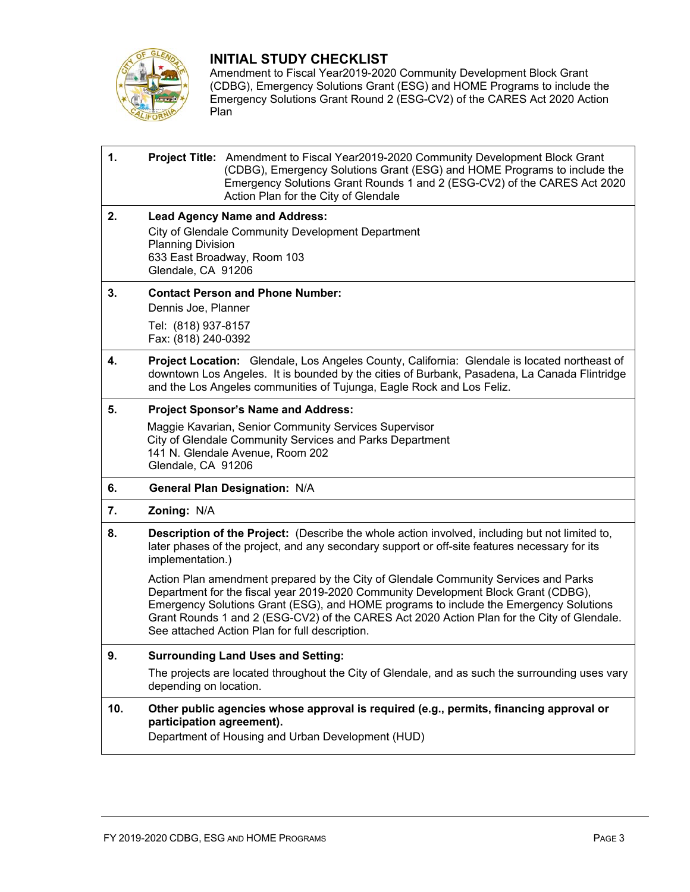# INITIAL STUDY CHECKLIST

Amendment to Fiscal Year2019-2020 Community Development Block Grant (CDBG), Emergency Solutions Grant (ESG) and HOME Programs to include the Emergency Solutions Grant Round 2 (ESG-CV2) of the CARES Act 2020 Action Plan

| | |
|---|---|
| **1.** | **Project Title:** Amendment to Fiscal Year2019-2020 Community Development Block Grant (CDBG), Emergency Solutions Grant (ESG) and HOME Programs to include the Emergency Solutions Grant Rounds 1 and 2 (ESG-CV2) of the CARES Act 2020 Action Plan for the City of Glendale |
| **2.** | **Lead Agency Name and Address:**<br>City of Glendale Community Development Department<br>Planning Division<br>633 East Broadway, Room 103<br>Glendale, CA 91206 |
| **3.** | **Contact Person and Phone Number:**<br>Dennis Joe, Planner<br>Tel: (818) 937-8157<br>Fax: (818) 240-0392 |
| **4.** | **Project Location:** Glendale, Los Angeles County, California: Glendale is located northeast of downtown Los Angeles. It is bounded by the cities of Burbank, Pasadena, La Canada Flintridge and the Los Angeles communities of Tujunga, Eagle Rock and Los Feliz. |
| **5.** | **Project Sponsor's Name and Address:**<br>Maggie Kavarian, Senior Community Services Supervisor<br>City of Glendale Community Services and Parks Department<br>141 N. Glendale Avenue, Room 202<br>Glendale, CA 91206 |
| **6.** | **General Plan Designation:** N/A |
| **7.** | **Zoning:** N/A |
| **8.** | **Description of the Project:** (Describe the whole action involved, including but not limited to, later phases of the project, and any secondary support or off-site features necessary for its implementation.)<br><br>Action Plan amendment prepared by the City of Glendale Community Services and Parks Department for the fiscal year 2019-2020 Community Development Block Grant (CDBG), Emergency Solutions Grant (ESG), and HOME programs to include the Emergency Solutions Grant Rounds 1 and 2 (ESG-CV2) of the CARES Act 2020 Action Plan for the City of Glendale. See attached Action Plan for full description. |
| **9.** | **Surrounding Land Uses and Setting:**<br>The projects are located throughout the City of Glendale, and as such the surrounding uses vary depending on location. |
| **10.** | **Other public agencies whose approval is required (e.g., permits, financing approval or participation agreement).**<br>Department of Housing and Urban Development (HUD) |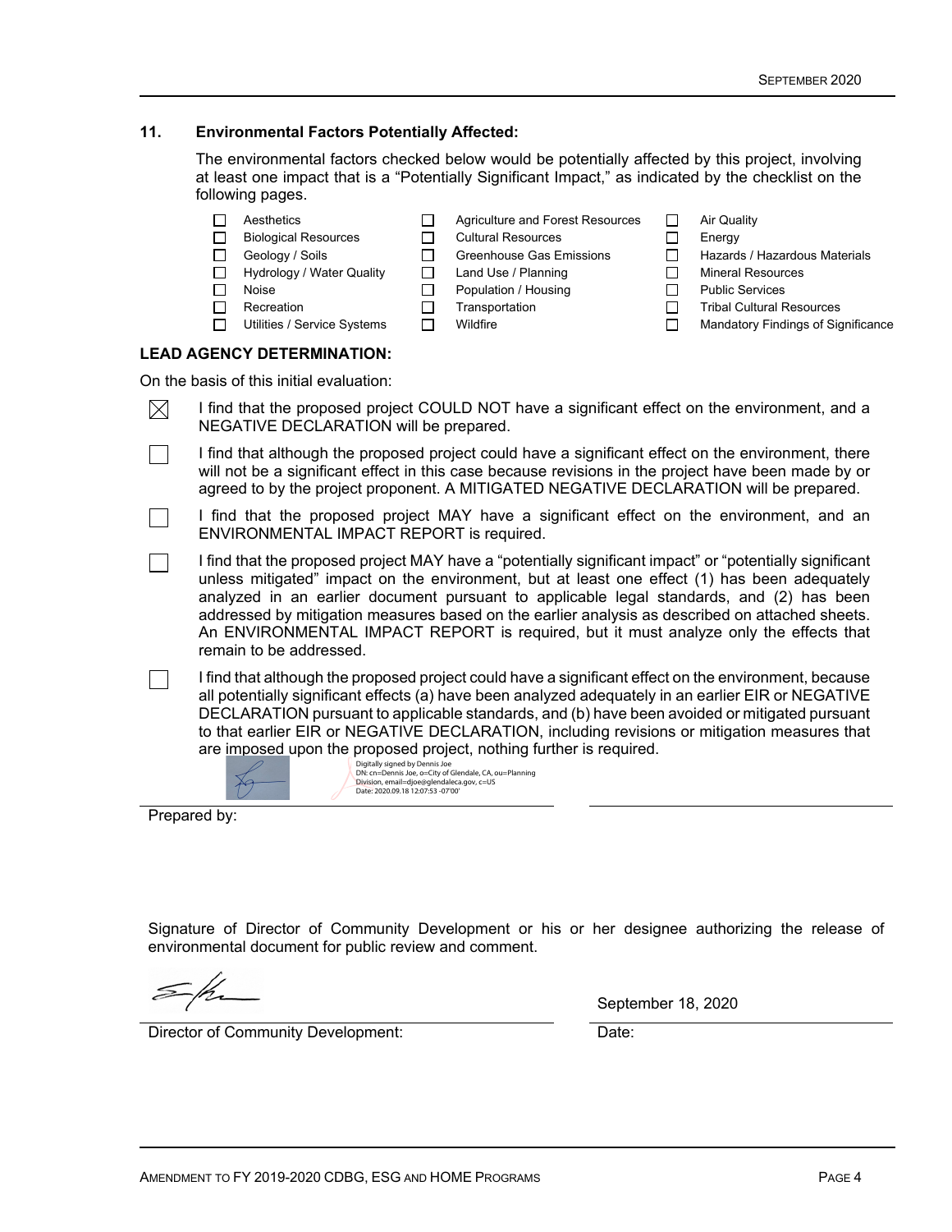## 11. Environmental Factors Potentially Affected:

The environmental factors checked below would be potentially affected by this project, involving at least one impact that is a "Potentially Significant Impact," as indicated by the checklist on the following pages.

| | | |
|---|---|---|
| ☐ Aesthetics | ☐ Agriculture and Forest Resources | ☐ Air Quality |
| ☐ Biological Resources | ☐ Cultural Resources | ☐ Energy |
| ☐ Geology / Soils | ☐ Greenhouse Gas Emissions | ☐ Hazards / Hazardous Materials |
| ☐ Hydrology / Water Quality | ☐ Land Use / Planning | ☐ Mineral Resources |
| ☐ Noise | ☐ Population / Housing | ☐ Public Services |
| ☐ Recreation | ☐ Transportation | ☐ Tribal Cultural Resources |
| ☐ Utilities / Service Systems | ☐ Wildfire | ☐ Mandatory Findings of Significance |

**LEAD AGENCY DETERMINATION:**

On the basis of this initial evaluation:

☒ I find that the proposed project COULD NOT have a significant effect on the environment, and a NEGATIVE DECLARATION will be prepared.

☐ I find that although the proposed project could have a significant effect on the environment, there will not be a significant effect in this case because revisions in the project have been made by or agreed to by the project proponent. A MITIGATED NEGATIVE DECLARATION will be prepared.

☐ I find that the proposed project MAY have a significant effect on the environment, and an ENVIRONMENTAL IMPACT REPORT is required.

☐ I find that the proposed project MAY have a "potentially significant impact" or "potentially significant unless mitigated" impact on the environment, but at least one effect (1) has been adequately analyzed in an earlier document pursuant to applicable legal standards, and (2) has been addressed by mitigation measures based on the earlier analysis as described on attached sheets. An ENVIRONMENTAL IMPACT REPORT is required, but it must analyze only the effects that remain to be addressed.

☐ I find that although the proposed project could have a significant effect on the environment, because all potentially significant effects (a) have been analyzed adequately in an earlier EIR or NEGATIVE DECLARATION pursuant to applicable standards, and (b) have been avoided or mitigated pursuant to that earlier EIR or NEGATIVE DECLARATION, including revisions or mitigation measures that are imposed upon the proposed project, nothing further is required.

Digitally signed by Dennis Joe
DN: cn=Dennis Joe, o=City of Glendale, CA, ou=Planning Division, email=djoe@glendaleca.gov, c=US
Date: 2020.09.18 12:07:53 -07'00'

Prepared by:

Signature of Director of Community Development or his or her designee authorizing the release of environmental document for public review and comment.

Director of Community Development:

Date: September 18, 2020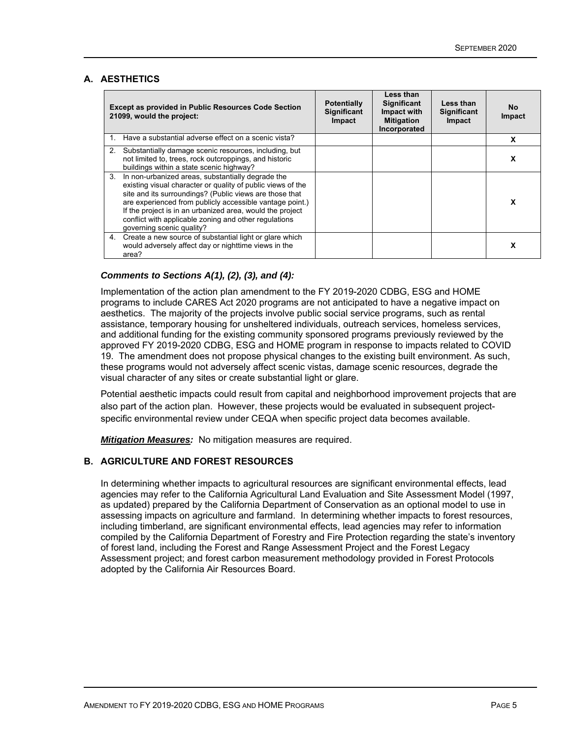## A. AESTHETICS

| Except as provided in Public Resources Code Section 21099, would the project: | Potentially Significant Impact | Less than Significant Impact with Mitigation Incorporated | Less than Significant Impact | No Impact |
|---|---|---|---|---|
| 1. Have a substantial adverse effect on a scenic vista? | | | | X |
| 2. Substantially damage scenic resources, including, but not limited to, trees, rock outcroppings, and historic buildings within a state scenic highway? | | | | X |
| 3. In non-urbanized areas, substantially degrade the existing visual character or quality of public views of the site and its surroundings? (Public views are those that are experienced from publicly accessible vantage point.) If the project is in an urbanized area, would the project conflict with applicable zoning and other regulations governing scenic quality? | | | | X |
| 4. Create a new source of substantial light or glare which would adversely affect day or nighttime views in the area? | | | | X |

***Comments to Sections A(1), (2), (3), and (4):***

Implementation of the action plan amendment to the FY 2019-2020 CDBG, ESG and HOME programs to include CARES Act 2020 programs are not anticipated to have a negative impact on aesthetics. The majority of the projects involve public social service programs, such as rental assistance, temporary housing for unsheltered individuals, outreach services, homeless services, and additional funding for the existing community sponsored programs previously reviewed by the approved FY 2019-2020 CDBG, ESG and HOME program in response to impacts related to COVID 19. The amendment does not propose physical changes to the existing built environment. As such, these programs would not adversely affect scenic vistas, damage scenic resources, degrade the visual character of any sites or create substantial light or glare.

Potential aesthetic impacts could result from capital and neighborhood improvement projects that are also part of the action plan. However, these projects would be evaluated in subsequent project-specific environmental review under CEQA when specific project data becomes available.

***Mitigation Measures:*** No mitigation measures are required.

## B. AGRICULTURE AND FOREST RESOURCES

In determining whether impacts to agricultural resources are significant environmental effects, lead agencies may refer to the California Agricultural Land Evaluation and Site Assessment Model (1997, as updated) prepared by the California Department of Conservation as an optional model to use in assessing impacts on agriculture and farmland. In determining whether impacts to forest resources, including timberland, are significant environmental effects, lead agencies may refer to information compiled by the California Department of Forestry and Fire Protection regarding the state's inventory of forest land, including the Forest and Range Assessment Project and the Forest Legacy Assessment project; and forest carbon measurement methodology provided in Forest Protocols adopted by the California Air Resources Board.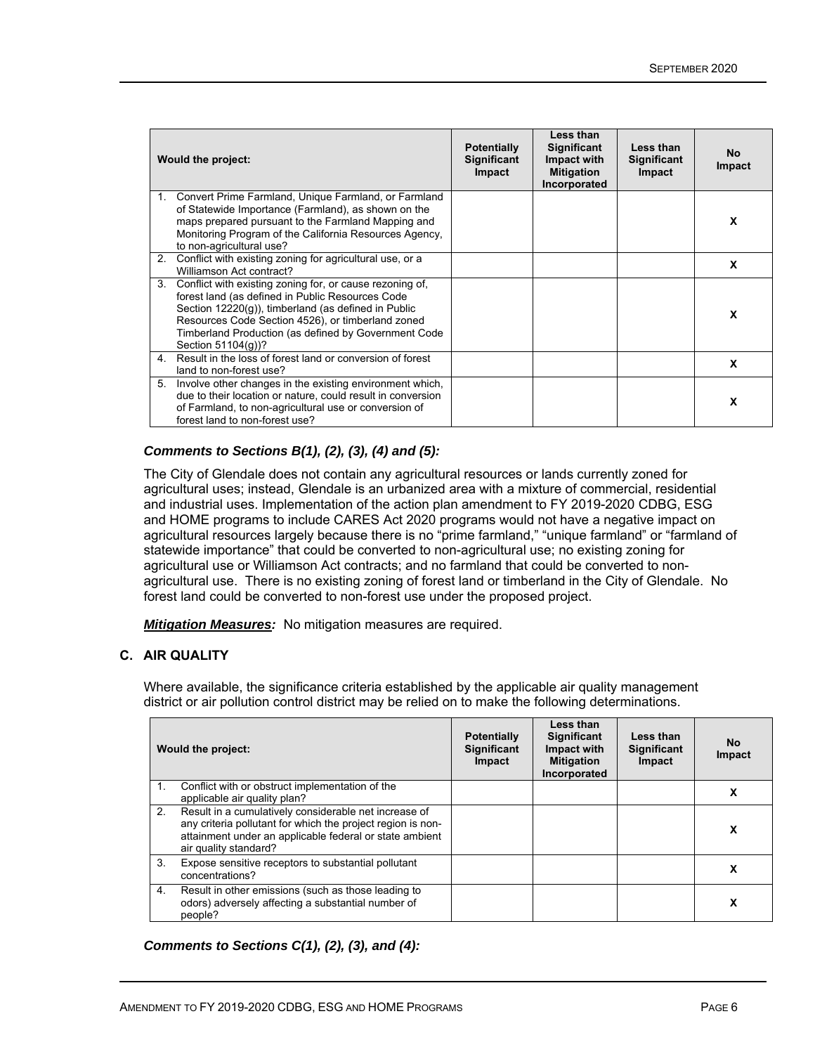| Would the project: | Potentially Significant Impact | Less than Significant Impact with Mitigation Incorporated | Less than Significant Impact | No Impact |
|---|---|---|---|---|
| 1. Convert Prime Farmland, Unique Farmland, or Farmland of Statewide Importance (Farmland), as shown on the maps prepared pursuant to the Farmland Mapping and Monitoring Program of the California Resources Agency, to non-agricultural use? | | | | X |
| 2. Conflict with existing zoning for agricultural use, or a Williamson Act contract? | | | | X |
| 3. Conflict with existing zoning for, or cause rezoning of, forest land (as defined in Public Resources Code Section 12220(g)), timberland (as defined in Public Resources Code Section 4526), or timberland zoned Timberland Production (as defined by Government Code Section 51104(g))? | | | | X |
| 4. Result in the loss of forest land or conversion of forest land to non-forest use? | | | | X |
| 5. Involve other changes in the existing environment which, due to their location or nature, could result in conversion of Farmland, to non-agricultural use or conversion of forest land to non-forest use? | | | | X |

***Comments to Sections B(1), (2), (3), (4) and (5):***

The City of Glendale does not contain any agricultural resources or lands currently zoned for agricultural uses; instead, Glendale is an urbanized area with a mixture of commercial, residential and industrial uses. Implementation of the action plan amendment to FY 2019-2020 CDBG, ESG and HOME programs to include CARES Act 2020 programs would not have a negative impact on agricultural resources largely because there is no "prime farmland," "unique farmland" or "farmland of statewide importance" that could be converted to non-agricultural use; no existing zoning for agricultural use or Williamson Act contracts; and no farmland that could be converted to non-agricultural use. There is no existing zoning of forest land or timberland in the City of Glendale. No forest land could be converted to non-forest use under the proposed project.

***Mitigation Measures:*** No mitigation measures are required.

## C. AIR QUALITY

Where available, the significance criteria established by the applicable air quality management district or air pollution control district may be relied on to make the following determinations.

| Would the project: | Potentially Significant Impact | Less than Significant Impact with Mitigation Incorporated | Less than Significant Impact | No Impact |
|---|---|---|---|---|
| 1. Conflict with or obstruct implementation of the applicable air quality plan? | | | | X |
| 2. Result in a cumulatively considerable net increase of any criteria pollutant for which the project region is non-attainment under an applicable federal or state ambient air quality standard? | | | | X |
| 3. Expose sensitive receptors to substantial pollutant concentrations? | | | | X |
| 4. Result in other emissions (such as those leading to odors) adversely affecting a substantial number of people? | | | | X |

***Comments to Sections C(1), (2), (3), and (4):***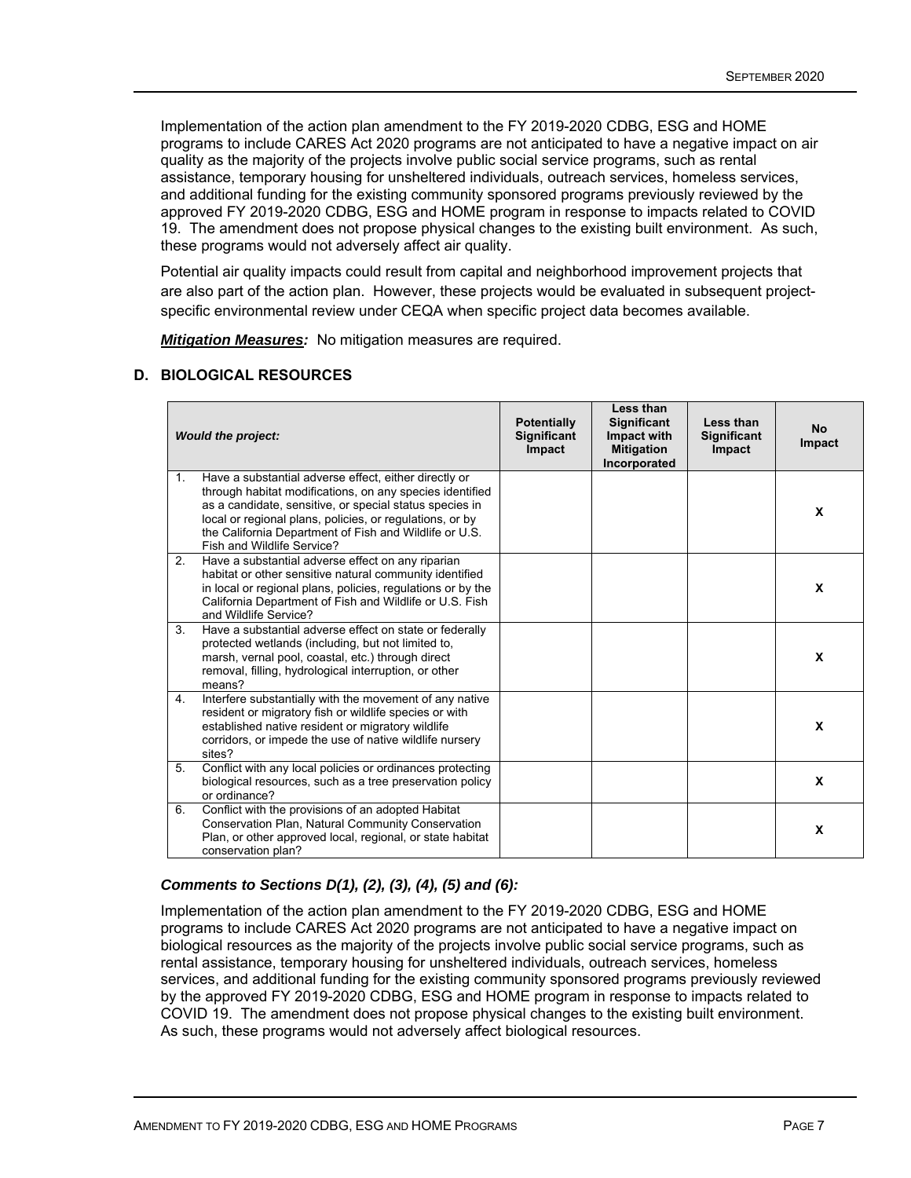Implementation of the action plan amendment to the FY 2019-2020 CDBG, ESG and HOME programs to include CARES Act 2020 programs are not anticipated to have a negative impact on air quality as the majority of the projects involve public social service programs, such as rental assistance, temporary housing for unsheltered individuals, outreach services, homeless services, and additional funding for the existing community sponsored programs previously reviewed by the approved FY 2019-2020 CDBG, ESG and HOME program in response to impacts related to COVID 19. The amendment does not propose physical changes to the existing built environment. As such, these programs would not adversely affect air quality.

Potential air quality impacts could result from capital and neighborhood improvement projects that are also part of the action plan. However, these projects would be evaluated in subsequent project-specific environmental review under CEQA when specific project data becomes available.

***Mitigation Measures:*** No mitigation measures are required.

## D. BIOLOGICAL RESOURCES

| *Would the project:* | Potentially Significant Impact | Less than Significant Impact with Mitigation Incorporated | Less than Significant Impact | No Impact |
|---|---|---|---|---|
| 1. Have a substantial adverse effect, either directly or through habitat modifications, on any species identified as a candidate, sensitive, or special status species in local or regional plans, policies, or regulations, or by the California Department of Fish and Wildlife or U.S. Fish and Wildlife Service? | | | | X |
| 2. Have a substantial adverse effect on any riparian habitat or other sensitive natural community identified in local or regional plans, policies, regulations or by the California Department of Fish and Wildlife or U.S. Fish and Wildlife Service? | | | | X |
| 3. Have a substantial adverse effect on state or federally protected wetlands (including, but not limited to, marsh, vernal pool, coastal, etc.) through direct removal, filling, hydrological interruption, or other means? | | | | X |
| 4. Interfere substantially with the movement of any native resident or migratory fish or wildlife species or with established native resident or migratory wildlife corridors, or impede the use of native wildlife nursery sites? | | | | X |
| 5. Conflict with any local policies or ordinances protecting biological resources, such as a tree preservation policy or ordinance? | | | | X |
| 6. Conflict with the provisions of an adopted Habitat Conservation Plan, Natural Community Conservation Plan, or other approved local, regional, or state habitat conservation plan? | | | | X |

***Comments to Sections D(1), (2), (3), (4), (5) and (6):***

Implementation of the action plan amendment to the FY 2019-2020 CDBG, ESG and HOME programs to include CARES Act 2020 programs are not anticipated to have a negative impact on biological resources as the majority of the projects involve public social service programs, such as rental assistance, temporary housing for unsheltered individuals, outreach services, homeless services, and additional funding for the existing community sponsored programs previously reviewed by the approved FY 2019-2020 CDBG, ESG and HOME program in response to impacts related to COVID 19. The amendment does not propose physical changes to the existing built environment. As such, these programs would not adversely affect biological resources.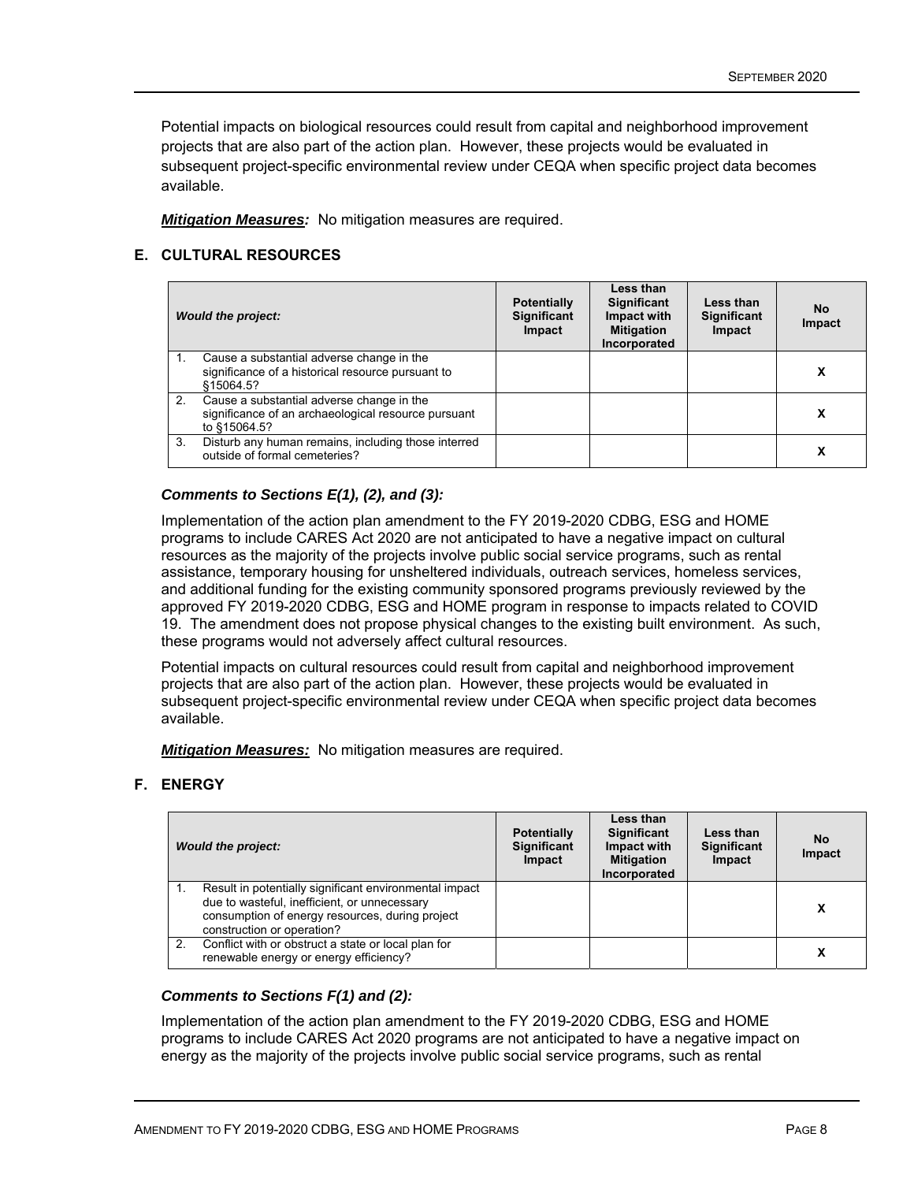Potential impacts on biological resources could result from capital and neighborhood improvement projects that are also part of the action plan. However, these projects would be evaluated in subsequent project-specific environmental review under CEQA when specific project data becomes available.

***Mitigation Measures:*** No mitigation measures are required.

### E. CULTURAL RESOURCES

| *Would the project:* | Potentially Significant Impact | Less than Significant Impact with Mitigation Incorporated | Less than Significant Impact | No Impact |
|---|---|---|---|---|
| 1. Cause a substantial adverse change in the significance of a historical resource pursuant to §15064.5? | | | | X |
| 2. Cause a substantial adverse change in the significance of an archaeological resource pursuant to §15064.5? | | | | X |
| 3. Disturb any human remains, including those interred outside of formal cemeteries? | | | | X |

***Comments to Sections E(1), (2), and (3):***

Implementation of the action plan amendment to the FY 2019-2020 CDBG, ESG and HOME programs to include CARES Act 2020 are not anticipated to have a negative impact on cultural resources as the majority of the projects involve public social service programs, such as rental assistance, temporary housing for unsheltered individuals, outreach services, homeless services, and additional funding for the existing community sponsored programs previously reviewed by the approved FY 2019-2020 CDBG, ESG and HOME program in response to impacts related to COVID 19. The amendment does not propose physical changes to the existing built environment. As such, these programs would not adversely affect cultural resources.

Potential impacts on cultural resources could result from capital and neighborhood improvement projects that are also part of the action plan. However, these projects would be evaluated in subsequent project-specific environmental review under CEQA when specific project data becomes available.

***Mitigation Measures:*** No mitigation measures are required.

### F. ENERGY

| *Would the project:* | Potentially Significant Impact | Less than Significant Impact with Mitigation Incorporated | Less than Significant Impact | No Impact |
|---|---|---|---|---|
| 1. Result in potentially significant environmental impact due to wasteful, inefficient, or unnecessary consumption of energy resources, during project construction or operation? | | | | X |
| 2. Conflict with or obstruct a state or local plan for renewable energy or energy efficiency? | | | | X |

***Comments to Sections F(1) and (2):***

Implementation of the action plan amendment to the FY 2019-2020 CDBG, ESG and HOME programs to include CARES Act 2020 programs are not anticipated to have a negative impact on energy as the majority of the projects involve public social service programs, such as rental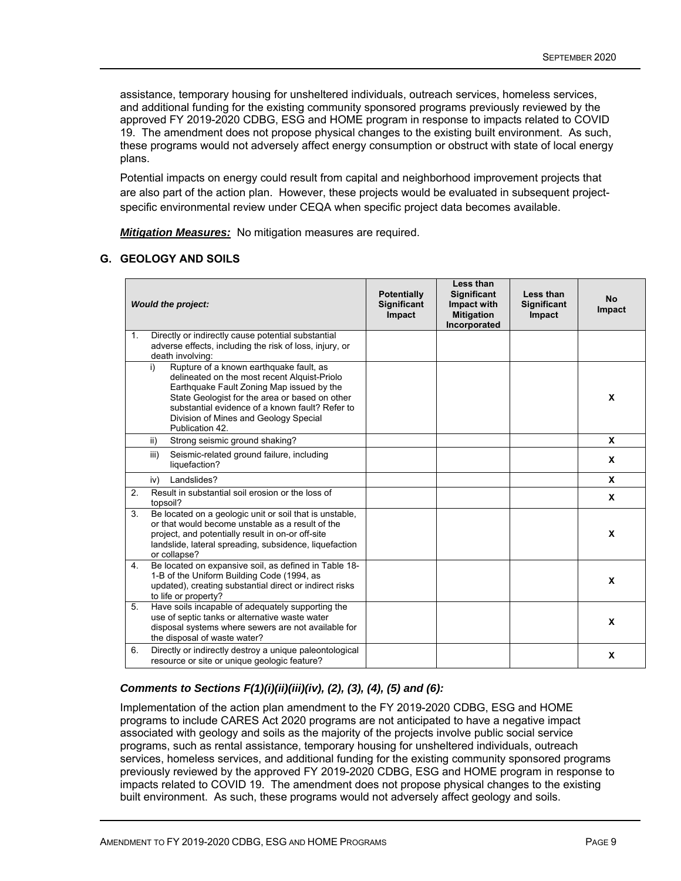assistance, temporary housing for unsheltered individuals, outreach services, homeless services, and additional funding for the existing community sponsored programs previously reviewed by the approved FY 2019-2020 CDBG, ESG and HOME program in response to impacts related to COVID 19. The amendment does not propose physical changes to the existing built environment. As such, these programs would not adversely affect energy consumption or obstruct with state of local energy plans.

Potential impacts on energy could result from capital and neighborhood improvement projects that are also part of the action plan. However, these projects would be evaluated in subsequent project-specific environmental review under CEQA when specific project data becomes available.

***Mitigation Measures:*** No mitigation measures are required.

## G. GEOLOGY AND SOILS

| *Would the project:* | Potentially Significant Impact | Less than Significant Impact with Mitigation Incorporated | Less than Significant Impact | No Impact |
|---|---|---|---|---|
| 1. Directly or indirectly cause potential substantial adverse effects, including the risk of loss, injury, or death involving: | | | | |
| i) Rupture of a known earthquake fault, as delineated on the most recent Alquist-Priolo Earthquake Fault Zoning Map issued by the State Geologist for the area or based on other substantial evidence of a known fault? Refer to Division of Mines and Geology Special Publication 42. | | | | X |
| ii) Strong seismic ground shaking? | | | | X |
| iii) Seismic-related ground failure, including liquefaction? | | | | X |
| iv) Landslides? | | | | X |
| 2. Result in substantial soil erosion or the loss of topsoil? | | | | X |
| 3. Be located on a geologic unit or soil that is unstable, or that would become unstable as a result of the project, and potentially result in on-or off-site landslide, lateral spreading, subsidence, liquefaction or collapse? | | | | X |
| 4. Be located on expansive soil, as defined in Table 18-1-B of the Uniform Building Code (1994, as updated), creating substantial direct or indirect risks to life or property? | | | | X |
| 5. Have soils incapable of adequately supporting the use of septic tanks or alternative waste water disposal systems where sewers are not available for the disposal of waste water? | | | | X |
| 6. Directly or indirectly destroy a unique paleontological resource or site or unique geologic feature? | | | | X |

***Comments to Sections F(1)(i)(ii)(iii)(iv), (2), (3), (4), (5) and (6):***

Implementation of the action plan amendment to the FY 2019-2020 CDBG, ESG and HOME programs to include CARES Act 2020 programs are not anticipated to have a negative impact associated with geology and soils as the majority of the projects involve public social service programs, such as rental assistance, temporary housing for unsheltered individuals, outreach services, homeless services, and additional funding for the existing community sponsored programs previously reviewed by the approved FY 2019-2020 CDBG, ESG and HOME program in response to impacts related to COVID 19. The amendment does not propose physical changes to the existing built environment. As such, these programs would not adversely affect geology and soils.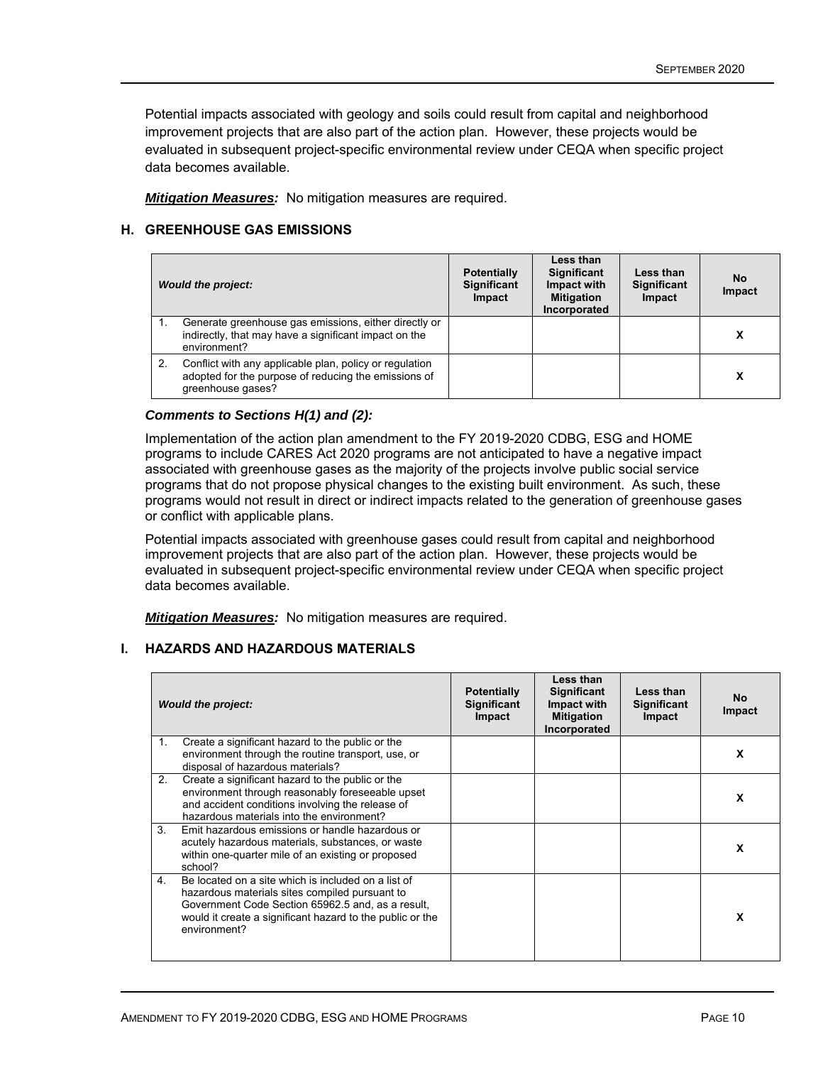Potential impacts associated with geology and soils could result from capital and neighborhood improvement projects that are also part of the action plan. However, these projects would be evaluated in subsequent project-specific environmental review under CEQA when specific project data becomes available.

***Mitigation Measures:*** No mitigation measures are required.

### H. GREENHOUSE GAS EMISSIONS

| *Would the project:* | Potentially Significant Impact | Less than Significant Impact with Mitigation Incorporated | Less than Significant Impact | No Impact |
|---|---|---|---|---|
| 1. Generate greenhouse gas emissions, either directly or indirectly, that may have a significant impact on the environment? | | | | X |
| 2. Conflict with any applicable plan, policy or regulation adopted for the purpose of reducing the emissions of greenhouse gases? | | | | X |

***Comments to Sections H(1) and (2):***

Implementation of the action plan amendment to the FY 2019-2020 CDBG, ESG and HOME programs to include CARES Act 2020 programs are not anticipated to have a negative impact associated with greenhouse gases as the majority of the projects involve public social service programs that do not propose physical changes to the existing built environment. As such, these programs would not result in direct or indirect impacts related to the generation of greenhouse gases or conflict with applicable plans.

Potential impacts associated with greenhouse gases could result from capital and neighborhood improvement projects that are also part of the action plan. However, these projects would be evaluated in subsequent project-specific environmental review under CEQA when specific project data becomes available.

***Mitigation Measures:*** No mitigation measures are required.

### I. HAZARDS AND HAZARDOUS MATERIALS

| *Would the project:* | Potentially Significant Impact | Less than Significant Impact with Mitigation Incorporated | Less than Significant Impact | No Impact |
|---|---|---|---|---|
| 1. Create a significant hazard to the public or the environment through the routine transport, use, or disposal of hazardous materials? | | | | X |
| 2. Create a significant hazard to the public or the environment through reasonably foreseeable upset and accident conditions involving the release of hazardous materials into the environment? | | | | X |
| 3. Emit hazardous emissions or handle hazardous or acutely hazardous materials, substances, or waste within one-quarter mile of an existing or proposed school? | | | | X |
| 4. Be located on a site which is included on a list of hazardous materials sites compiled pursuant to Government Code Section 65962.5 and, as a result, would it create a significant hazard to the public or the environment? | | | | X |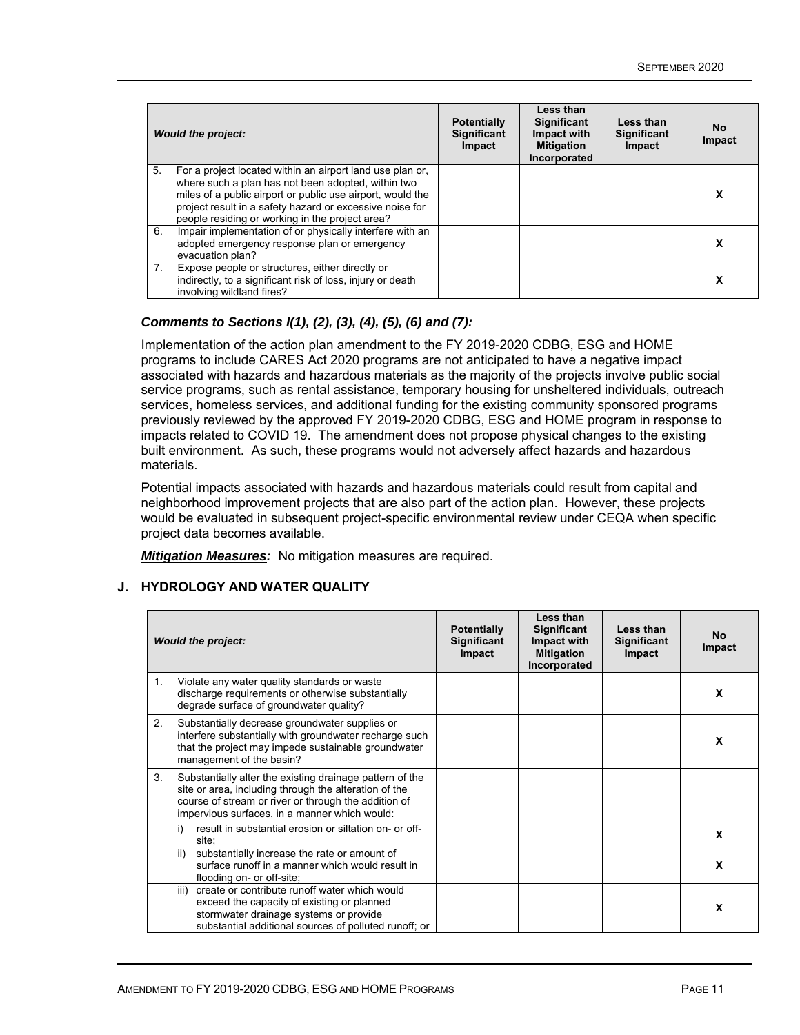| *Would the project:* | Potentially Significant Impact | Less than Significant Impact with Mitigation Incorporated | Less than Significant Impact | No Impact |
|---|---|---|---|---|
| 5. For a project located within an airport land use plan or, where such a plan has not been adopted, within two miles of a public airport or public use airport, would the project result in a safety hazard or excessive noise for people residing or working in the project area? | | | | X |
| 6. Impair implementation of or physically interfere with an adopted emergency response plan or emergency evacuation plan? | | | | X |
| 7. Expose people or structures, either directly or indirectly, to a significant risk of loss, injury or death involving wildland fires? | | | | X |

***Comments to Sections I(1), (2), (3), (4), (5), (6) and (7):***

Implementation of the action plan amendment to the FY 2019-2020 CDBG, ESG and HOME programs to include CARES Act 2020 programs are not anticipated to have a negative impact associated with hazards and hazardous materials as the majority of the projects involve public social service programs, such as rental assistance, temporary housing for unsheltered individuals, outreach services, homeless services, and additional funding for the existing community sponsored programs previously reviewed by the approved FY 2019-2020 CDBG, ESG and HOME program in response to impacts related to COVID 19. The amendment does not propose physical changes to the existing built environment. As such, these programs would not adversely affect hazards and hazardous materials.

Potential impacts associated with hazards and hazardous materials could result from capital and neighborhood improvement projects that are also part of the action plan. However, these projects would be evaluated in subsequent project-specific environmental review under CEQA when specific project data becomes available.

***Mitigation Measures:*** No mitigation measures are required.

## J. HYDROLOGY AND WATER QUALITY

| *Would the project:* | Potentially Significant Impact | Less than Significant Impact with Mitigation Incorporated | Less than Significant Impact | No Impact |
|---|---|---|---|---|
| 1. Violate any water quality standards or waste discharge requirements or otherwise substantially degrade surface of groundwater quality? | | | | X |
| 2. Substantially decrease groundwater supplies or interfere substantially with groundwater recharge such that the project may impede sustainable groundwater management of the basin? | | | | X |
| 3. Substantially alter the existing drainage pattern of the site or area, including through the alteration of the course of stream or river or through the addition of impervious surfaces, in a manner which would: | | | | |
| i) result in substantial erosion or siltation on- or off-site; | | | | X |
| ii) substantially increase the rate or amount of surface runoff in a manner which would result in flooding on- or off-site; | | | | X |
| iii) create or contribute runoff water which would exceed the capacity of existing or planned stormwater drainage systems or provide substantial additional sources of polluted runoff; or | | | | X |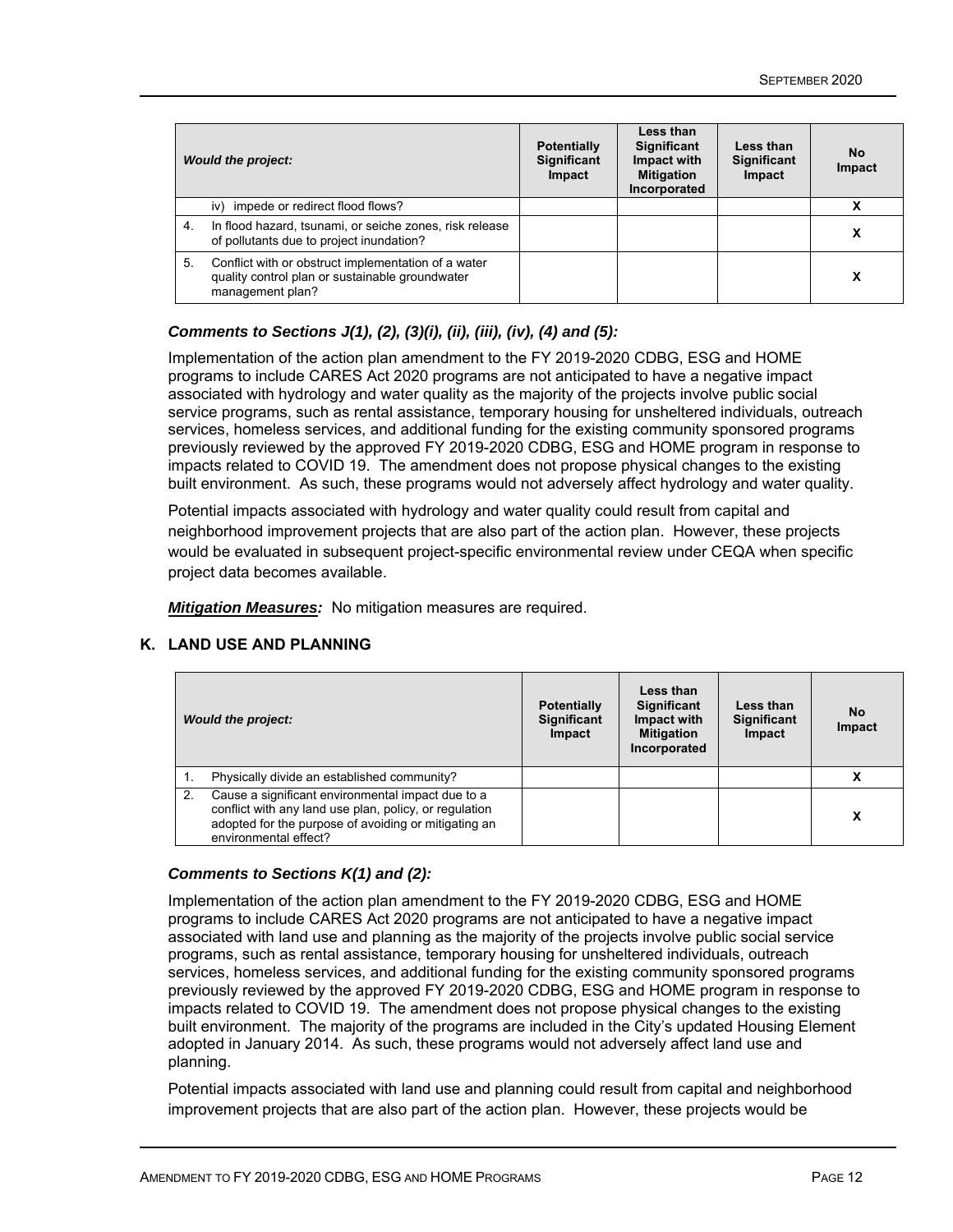| *Would the project:* | Potentially Significant Impact | Less than Significant Impact with Mitigation Incorporated | Less than Significant Impact | No Impact |
|---|---|---|---|---|
| iv) impede or redirect flood flows? | | | | X |
| 4. In flood hazard, tsunami, or seiche zones, risk release of pollutants due to project inundation? | | | | X |
| 5. Conflict with or obstruct implementation of a water quality control plan or sustainable groundwater management plan? | | | | X |

***Comments to Sections J(1), (2), (3)(i), (ii), (iii), (iv), (4) and (5):***

Implementation of the action plan amendment to the FY 2019-2020 CDBG, ESG and HOME programs to include CARES Act 2020 programs are not anticipated to have a negative impact associated with hydrology and water quality as the majority of the projects involve public social service programs, such as rental assistance, temporary housing for unsheltered individuals, outreach services, homeless services, and additional funding for the existing community sponsored programs previously reviewed by the approved FY 2019-2020 CDBG, ESG and HOME program in response to impacts related to COVID 19. The amendment does not propose physical changes to the existing built environment. As such, these programs would not adversely affect hydrology and water quality.

Potential impacts associated with hydrology and water quality could result from capital and neighborhood improvement projects that are also part of the action plan. However, these projects would be evaluated in subsequent project-specific environmental review under CEQA when specific project data becomes available.

***Mitigation Measures:*** No mitigation measures are required.

## K. LAND USE AND PLANNING

| *Would the project:* | Potentially Significant Impact | Less than Significant Impact with Mitigation Incorporated | Less than Significant Impact | No Impact |
|---|---|---|---|---|
| 1. Physically divide an established community? | | | | X |
| 2. Cause a significant environmental impact due to a conflict with any land use plan, policy, or regulation adopted for the purpose of avoiding or mitigating an environmental effect? | | | | X |

***Comments to Sections K(1) and (2):***

Implementation of the action plan amendment to the FY 2019-2020 CDBG, ESG and HOME programs to include CARES Act 2020 programs are not anticipated to have a negative impact associated with land use and planning as the majority of the projects involve public social service programs, such as rental assistance, temporary housing for unsheltered individuals, outreach services, homeless services, and additional funding for the existing community sponsored programs previously reviewed by the approved FY 2019-2020 CDBG, ESG and HOME program in response to impacts related to COVID 19. The amendment does not propose physical changes to the existing built environment. The majority of the programs are included in the City's updated Housing Element adopted in January 2014. As such, these programs would not adversely affect land use and planning.

Potential impacts associated with land use and planning could result from capital and neighborhood improvement projects that are also part of the action plan. However, these projects would be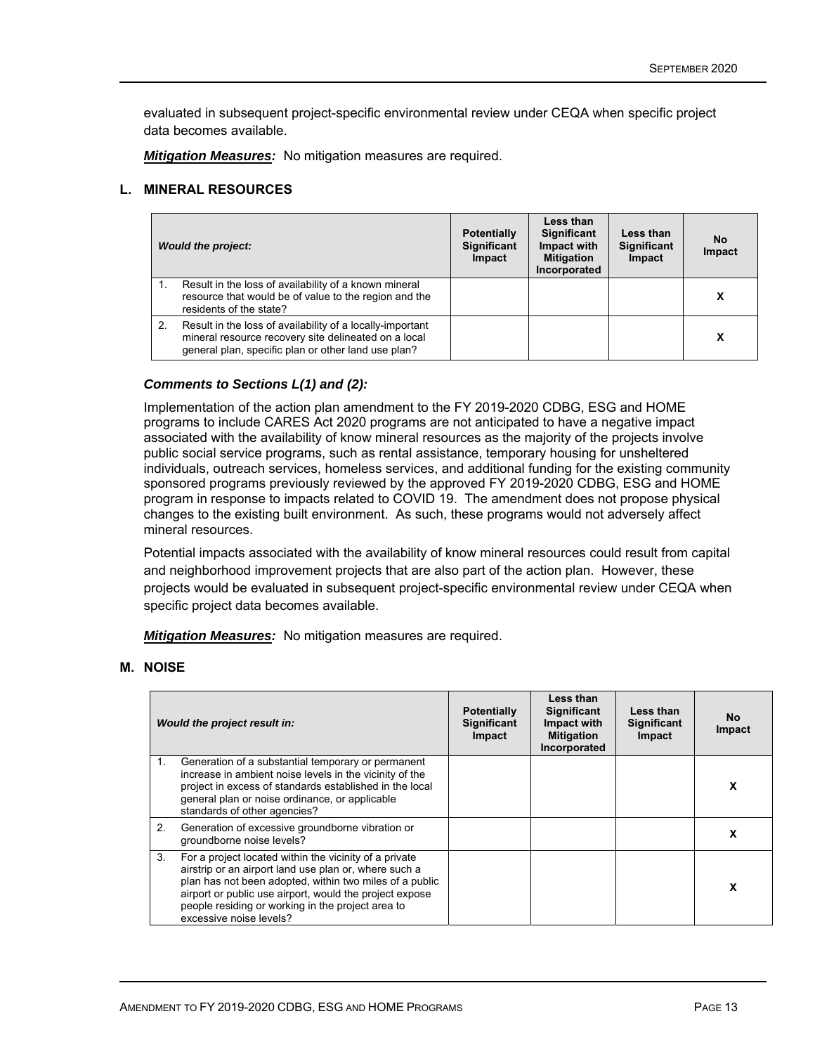evaluated in subsequent project-specific environmental review under CEQA when specific project data becomes available.

***Mitigation Measures:*** No mitigation measures are required.

## L. MINERAL RESOURCES

| *Would the project:* | Potentially Significant Impact | Less than Significant Impact with Mitigation Incorporated | Less than Significant Impact | No Impact |
|---|---|---|---|---|
| 1. Result in the loss of availability of a known mineral resource that would be of value to the region and the residents of the state? | | | | X |
| 2. Result in the loss of availability of a locally-important mineral resource recovery site delineated on a local general plan, specific plan or other land use plan? | | | | X |

### *Comments to Sections L(1) and (2):*

Implementation of the action plan amendment to the FY 2019-2020 CDBG, ESG and HOME programs to include CARES Act 2020 programs are not anticipated to have a negative impact associated with the availability of know mineral resources as the majority of the projects involve public social service programs, such as rental assistance, temporary housing for unsheltered individuals, outreach services, homeless services, and additional funding for the existing community sponsored programs previously reviewed by the approved FY 2019-2020 CDBG, ESG and HOME program in response to impacts related to COVID 19. The amendment does not propose physical changes to the existing built environment. As such, these programs would not adversely affect mineral resources.

Potential impacts associated with the availability of know mineral resources could result from capital and neighborhood improvement projects that are also part of the action plan. However, these projects would be evaluated in subsequent project-specific environmental review under CEQA when specific project data becomes available.

***Mitigation Measures:*** No mitigation measures are required.

## M. NOISE

| *Would the project result in:* | Potentially Significant Impact | Less than Significant Impact with Mitigation Incorporated | Less than Significant Impact | No Impact |
|---|---|---|---|---|
| 1. Generation of a substantial temporary or permanent increase in ambient noise levels in the vicinity of the project in excess of standards established in the local general plan or noise ordinance, or applicable standards of other agencies? | | | | X |
| 2. Generation of excessive groundborne vibration or groundborne noise levels? | | | | X |
| 3. For a project located within the vicinity of a private airstrip or an airport land use plan or, where such a plan has not been adopted, within two miles of a public airport or public use airport, would the project expose people residing or working in the project area to excessive noise levels? | | | | X |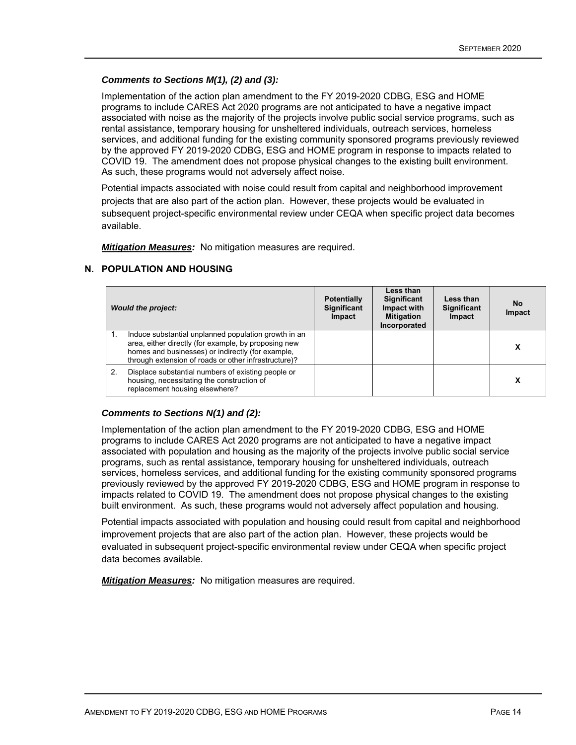***Comments to Sections M(1), (2) and (3):***

Implementation of the action plan amendment to the FY 2019-2020 CDBG, ESG and HOME programs to include CARES Act 2020 programs are not anticipated to have a negative impact associated with noise as the majority of the projects involve public social service programs, such as rental assistance, temporary housing for unsheltered individuals, outreach services, homeless services, and additional funding for the existing community sponsored programs previously reviewed by the approved FY 2019-2020 CDBG, ESG and HOME program in response to impacts related to COVID 19. The amendment does not propose physical changes to the existing built environment. As such, these programs would not adversely affect noise.

Potential impacts associated with noise could result from capital and neighborhood improvement projects that are also part of the action plan. However, these projects would be evaluated in subsequent project-specific environmental review under CEQA when specific project data becomes available.

***Mitigation Measures:*** No mitigation measures are required.

## N. POPULATION AND HOUSING

| *Would the project:* | Potentially Significant Impact | Less than Significant Impact with Mitigation Incorporated | Less than Significant Impact | No Impact |
|---|---|---|---|---|
| 1. Induce substantial unplanned population growth in an area, either directly (for example, by proposing new homes and businesses) or indirectly (for example, through extension of roads or other infrastructure)? | | | | X |
| 2. Displace substantial numbers of existing people or housing, necessitating the construction of replacement housing elsewhere? | | | | X |

***Comments to Sections N(1) and (2):***

Implementation of the action plan amendment to the FY 2019-2020 CDBG, ESG and HOME programs to include CARES Act 2020 programs are not anticipated to have a negative impact associated with population and housing as the majority of the projects involve public social service programs, such as rental assistance, temporary housing for unsheltered individuals, outreach services, homeless services, and additional funding for the existing community sponsored programs previously reviewed by the approved FY 2019-2020 CDBG, ESG and HOME program in response to impacts related to COVID 19. The amendment does not propose physical changes to the existing built environment. As such, these programs would not adversely affect population and housing.

Potential impacts associated with population and housing could result from capital and neighborhood improvement projects that are also part of the action plan. However, these projects would be evaluated in subsequent project-specific environmental review under CEQA when specific project data becomes available.

***Mitigation Measures:*** No mitigation measures are required.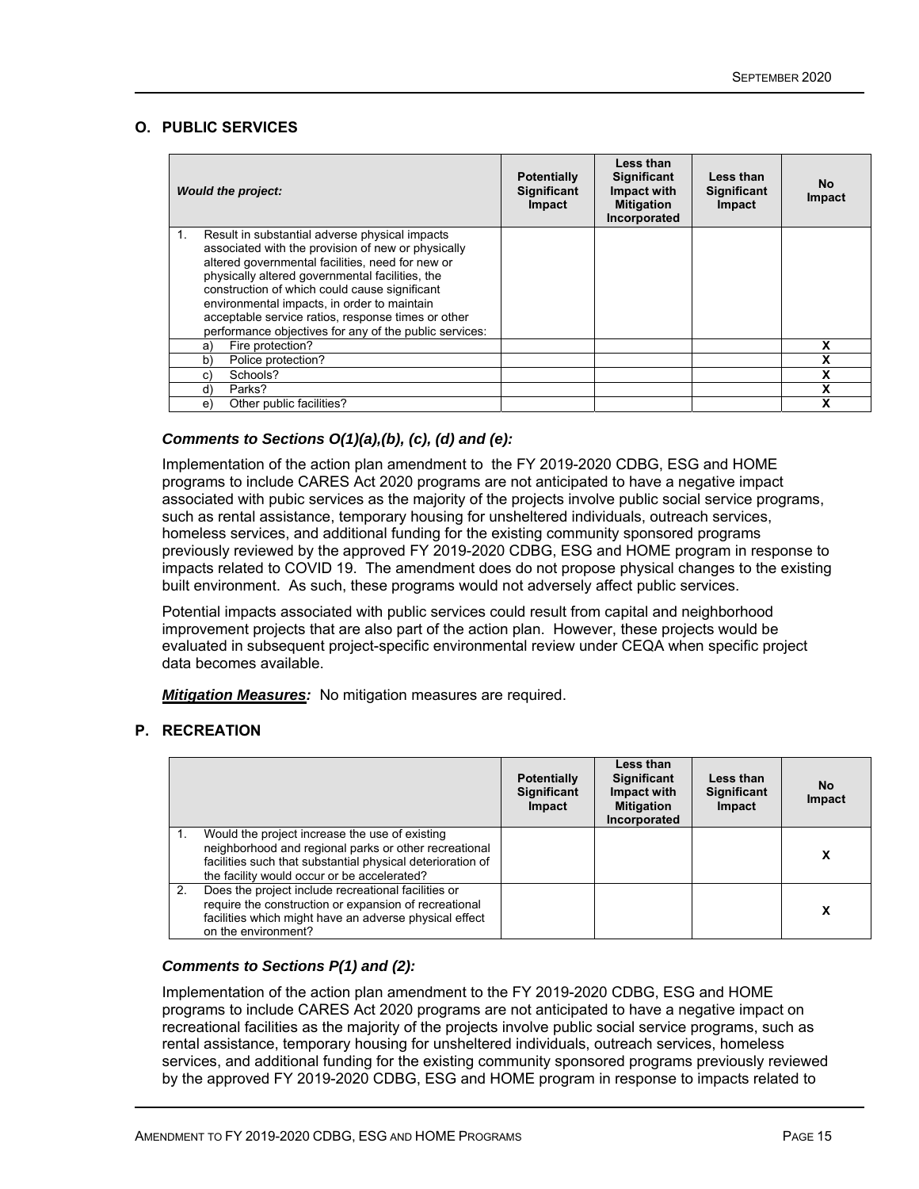## O. PUBLIC SERVICES

| *Would the project:* | Potentially Significant Impact | Less than Significant Impact with Mitigation Incorporated | Less than Significant Impact | No Impact |
|---|---|---|---|---|
| 1. Result in substantial adverse physical impacts associated with the provision of new or physically altered governmental facilities, need for new or physically altered governmental facilities, the construction of which could cause significant environmental impacts, in order to maintain acceptable service ratios, response times or other performance objectives for any of the public services: | | | | |
| a) Fire protection? | | | | X |
| b) Police protection? | | | | X |
| c) Schools? | | | | X |
| d) Parks? | | | | X |
| e) Other public facilities? | | | | X |

### *Comments to Sections O(1)(a),(b), (c), (d) and (e):*

Implementation of the action plan amendment to the FY 2019-2020 CDBG, ESG and HOME programs to include CARES Act 2020 programs are not anticipated to have a negative impact associated with pubic services as the majority of the projects involve public social service programs, such as rental assistance, temporary housing for unsheltered individuals, outreach services, homeless services, and additional funding for the existing community sponsored programs previously reviewed by the approved FY 2019-2020 CDBG, ESG and HOME program in response to impacts related to COVID 19. The amendment does do not propose physical changes to the existing built environment. As such, these programs would not adversely affect public services.

Potential impacts associated with public services could result from capital and neighborhood improvement projects that are also part of the action plan. However, these projects would be evaluated in subsequent project-specific environmental review under CEQA when specific project data becomes available.

***Mitigation Measures:*** No mitigation measures are required.

## P. RECREATION

| | Potentially Significant Impact | Less than Significant Impact with Mitigation Incorporated | Less than Significant Impact | No Impact |
|---|---|---|---|---|
| 1. Would the project increase the use of existing neighborhood and regional parks or other recreational facilities such that substantial physical deterioration of the facility would occur or be accelerated? | | | | X |
| 2. Does the project include recreational facilities or require the construction or expansion of recreational facilities which might have an adverse physical effect on the environment? | | | | X |

### *Comments to Sections P(1) and (2):*

Implementation of the action plan amendment to the FY 2019-2020 CDBG, ESG and HOME programs to include CARES Act 2020 programs are not anticipated to have a negative impact on recreational facilities as the majority of the projects involve public social service programs, such as rental assistance, temporary housing for unsheltered individuals, outreach services, homeless services, and additional funding for the existing community sponsored programs previously reviewed by the approved FY 2019-2020 CDBG, ESG and HOME program in response to impacts related to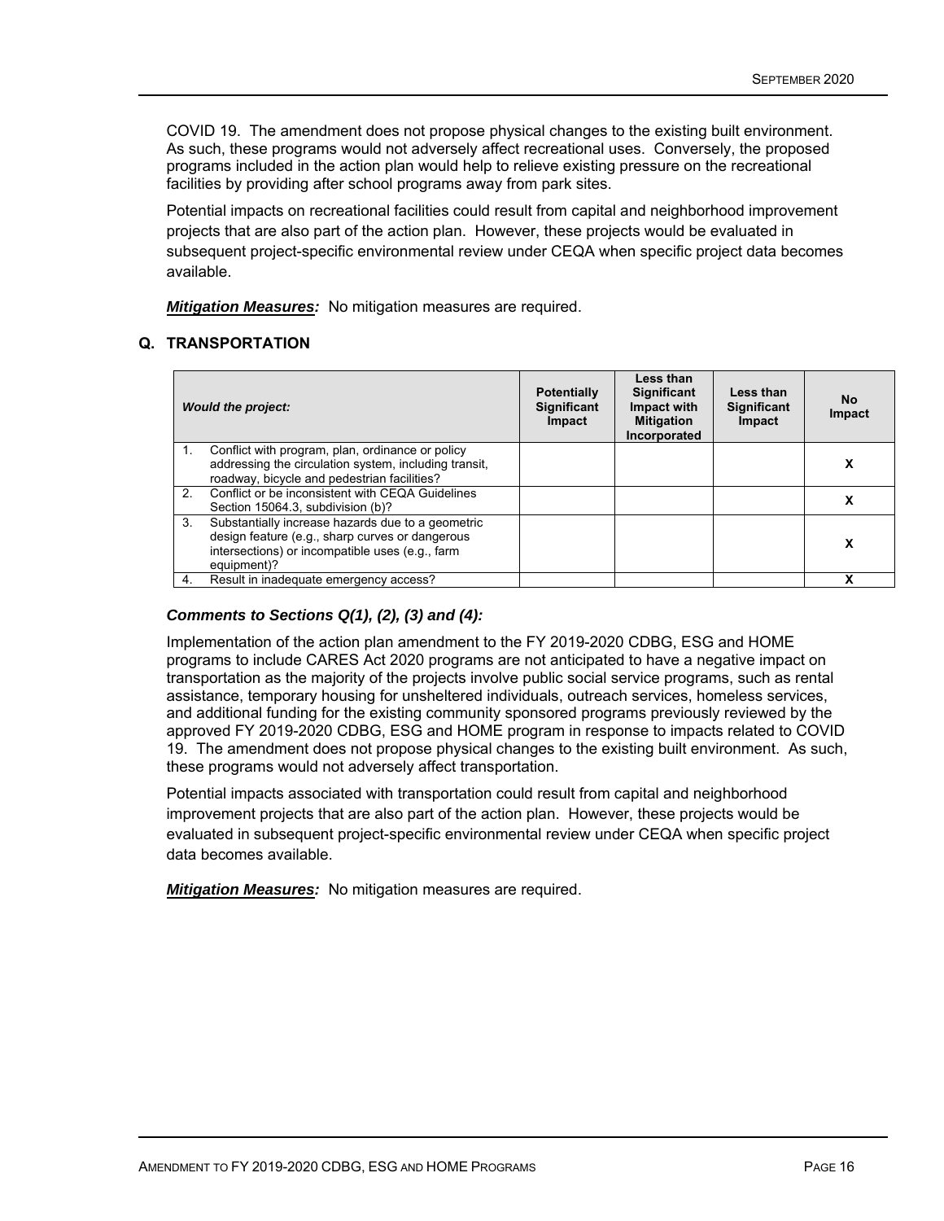COVID 19. The amendment does not propose physical changes to the existing built environment. As such, these programs would not adversely affect recreational uses. Conversely, the proposed programs included in the action plan would help to relieve existing pressure on the recreational facilities by providing after school programs away from park sites.

Potential impacts on recreational facilities could result from capital and neighborhood improvement projects that are also part of the action plan. However, these projects would be evaluated in subsequent project-specific environmental review under CEQA when specific project data becomes available.

***Mitigation Measures:*** No mitigation measures are required.

### Q. TRANSPORTATION

| *Would the project:* | Potentially Significant Impact | Less than Significant Impact with Mitigation Incorporated | Less than Significant Impact | No Impact |
|---|---|---|---|---|
| 1. Conflict with program, plan, ordinance or policy addressing the circulation system, including transit, roadway, bicycle and pedestrian facilities? | | | | X |
| 2. Conflict or be inconsistent with CEQA Guidelines Section 15064.3, subdivision (b)? | | | | X |
| 3. Substantially increase hazards due to a geometric design feature (e.g., sharp curves or dangerous intersections) or incompatible uses (e.g., farm equipment)? | | | | X |
| 4. Result in inadequate emergency access? | | | | X |

***Comments to Sections Q(1), (2), (3) and (4):***

Implementation of the action plan amendment to the FY 2019-2020 CDBG, ESG and HOME programs to include CARES Act 2020 programs are not anticipated to have a negative impact on transportation as the majority of the projects involve public social service programs, such as rental assistance, temporary housing for unsheltered individuals, outreach services, homeless services, and additional funding for the existing community sponsored programs previously reviewed by the approved FY 2019-2020 CDBG, ESG and HOME program in response to impacts related to COVID 19. The amendment does not propose physical changes to the existing built environment. As such, these programs would not adversely affect transportation.

Potential impacts associated with transportation could result from capital and neighborhood improvement projects that are also part of the action plan. However, these projects would be evaluated in subsequent project-specific environmental review under CEQA when specific project data becomes available.

***Mitigation Measures:*** No mitigation measures are required.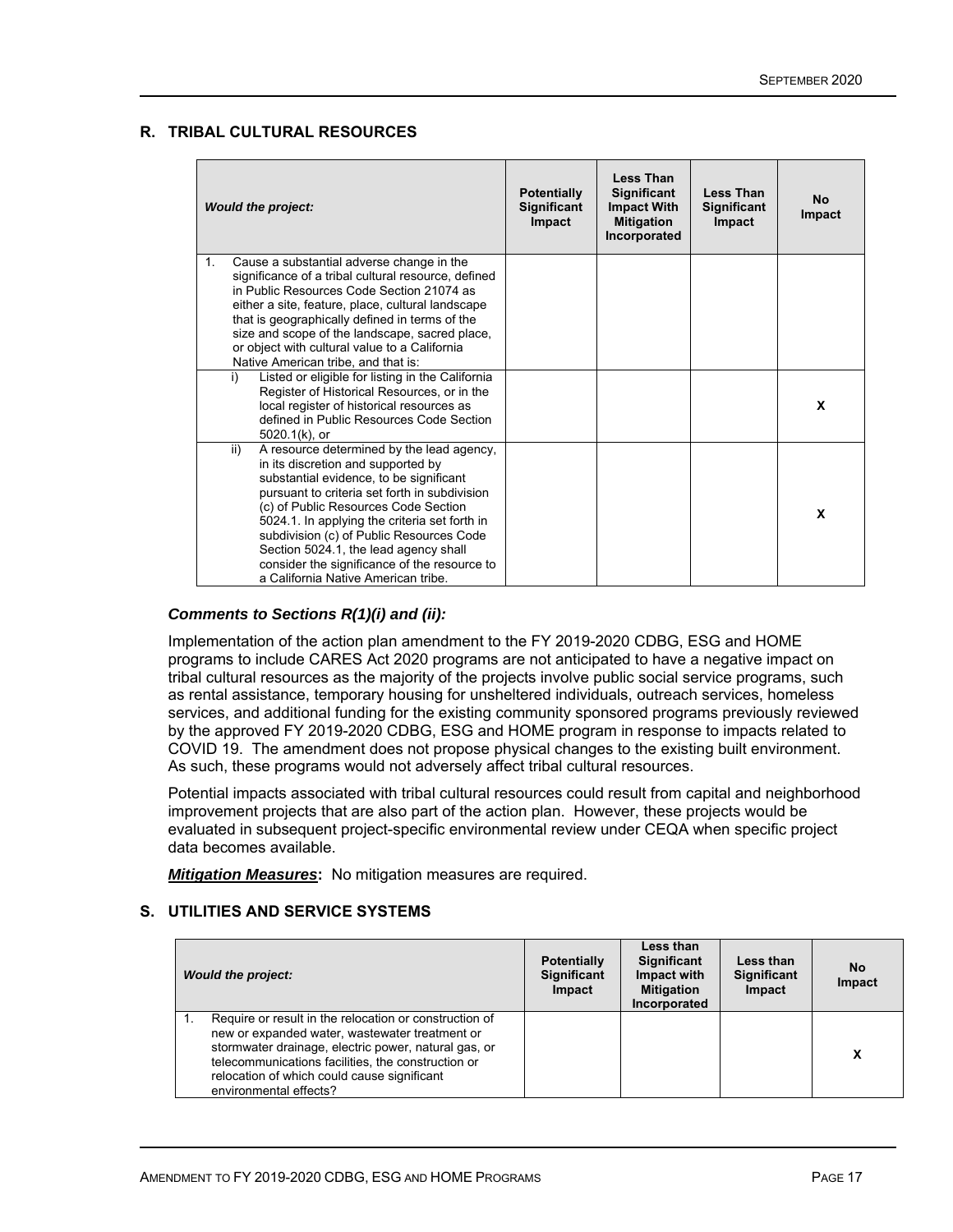## R. TRIBAL CULTURAL RESOURCES

| *Would the project:* | Potentially Significant Impact | Less Than Significant Impact With Mitigation Incorporated | Less Than Significant Impact | No Impact |
|---|---|---|---|---|
| 1. Cause a substantial adverse change in the significance of a tribal cultural resource, defined in Public Resources Code Section 21074 as either a site, feature, place, cultural landscape that is geographically defined in terms of the size and scope of the landscape, sacred place, or object with cultural value to a California Native American tribe, and that is: | | | | |
| i) Listed or eligible for listing in the California Register of Historical Resources, or in the local register of historical resources as defined in Public Resources Code Section 5020.1(k), or | | | | X |
| ii) A resource determined by the lead agency, in its discretion and supported by substantial evidence, to be significant pursuant to criteria set forth in subdivision (c) of Public Resources Code Section 5024.1. In applying the criteria set forth in subdivision (c) of Public Resources Code Section 5024.1, the lead agency shall consider the significance of the resource to a California Native American tribe. | | | | X |

***Comments to Sections R(1)(i) and (ii):***

Implementation of the action plan amendment to the FY 2019-2020 CDBG, ESG and HOME programs to include CARES Act 2020 programs are not anticipated to have a negative impact on tribal cultural resources as the majority of the projects involve public social service programs, such as rental assistance, temporary housing for unsheltered individuals, outreach services, homeless services, and additional funding for the existing community sponsored programs previously reviewed by the approved FY 2019-2020 CDBG, ESG and HOME program in response to impacts related to COVID 19. The amendment does not propose physical changes to the existing built environment. As such, these programs would not adversely affect tribal cultural resources.

Potential impacts associated with tribal cultural resources could result from capital and neighborhood improvement projects that are also part of the action plan. However, these projects would be evaluated in subsequent project-specific environmental review under CEQA when specific project data becomes available.

***Mitigation Measures*:** No mitigation measures are required.

## S. UTILITIES AND SERVICE SYSTEMS

| *Would the project:* | Potentially Significant Impact | Less than Significant Impact with Mitigation Incorporated | Less than Significant Impact | No Impact |
|---|---|---|---|---|
| 1. Require or result in the relocation or construction of new or expanded water, wastewater treatment or stormwater drainage, electric power, natural gas, or telecommunications facilities, the construction or relocation of which could cause significant environmental effects? | | | | X |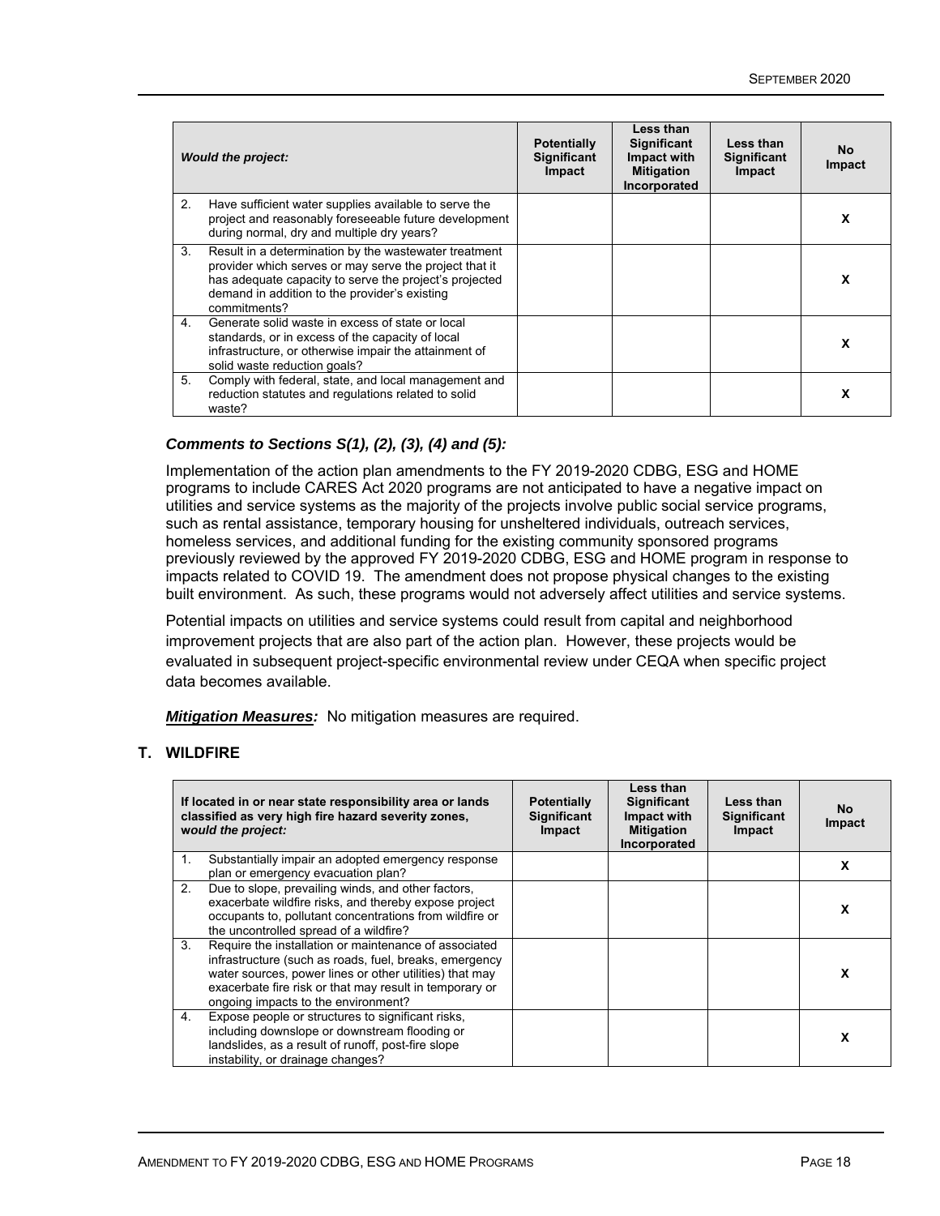| *Would the project:* | Potentially Significant Impact | Less than Significant Impact with Mitigation Incorporated | Less than Significant Impact | No Impact |
|---|---|---|---|---|
| 2. Have sufficient water supplies available to serve the project and reasonably foreseeable future development during normal, dry and multiple dry years? | | | | X |
| 3. Result in a determination by the wastewater treatment provider which serves or may serve the project that it has adequate capacity to serve the project's projected demand in addition to the provider's existing commitments? | | | | X |
| 4. Generate solid waste in excess of state or local standards, or in excess of the capacity of local infrastructure, or otherwise impair the attainment of solid waste reduction goals? | | | | X |
| 5. Comply with federal, state, and local management and reduction statutes and regulations related to solid waste? | | | | X |

***Comments to Sections S(1), (2), (3), (4) and (5):***

Implementation of the action plan amendments to the FY 2019-2020 CDBG, ESG and HOME programs to include CARES Act 2020 programs are not anticipated to have a negative impact on utilities and service systems as the majority of the projects involve public social service programs, such as rental assistance, temporary housing for unsheltered individuals, outreach services, homeless services, and additional funding for the existing community sponsored programs previously reviewed by the approved FY 2019-2020 CDBG, ESG and HOME program in response to impacts related to COVID 19. The amendment does not propose physical changes to the existing built environment. As such, these programs would not adversely affect utilities and service systems.

Potential impacts on utilities and service systems could result from capital and neighborhood improvement projects that are also part of the action plan. However, these projects would be evaluated in subsequent project-specific environmental review under CEQA when specific project data becomes available.

***Mitigation Measures:*** No mitigation measures are required.

## T. WILDFIRE

| **If located in or near state responsibility area or lands classified as very high fire hazard severity zones, *would the project:*** | Potentially Significant Impact | Less than Significant Impact with Mitigation Incorporated | Less than Significant Impact | No Impact |
|---|---|---|---|---|
| 1. Substantially impair an adopted emergency response plan or emergency evacuation plan? | | | | X |
| 2. Due to slope, prevailing winds, and other factors, exacerbate wildfire risks, and thereby expose project occupants to, pollutant concentrations from wildfire or the uncontrolled spread of a wildfire? | | | | X |
| 3. Require the installation or maintenance of associated infrastructure (such as roads, fuel, breaks, emergency water sources, power lines or other utilities) that may exacerbate fire risk or that may result in temporary or ongoing impacts to the environment? | | | | X |
| 4. Expose people or structures to significant risks, including downslope or downstream flooding or landslides, as a result of runoff, post-fire slope instability, or drainage changes? | | | | X |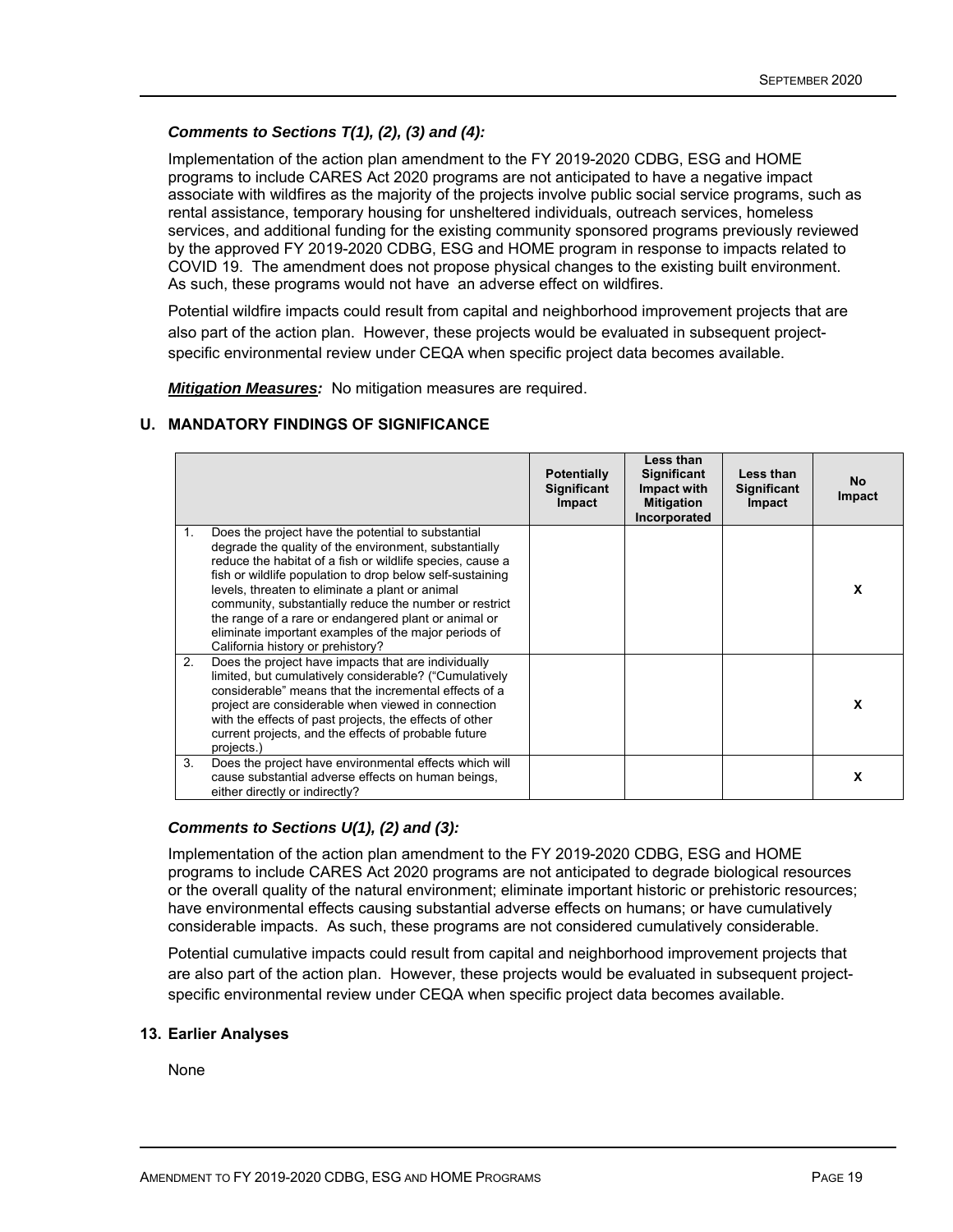***Comments to Sections T(1), (2), (3) and (4):***

Implementation of the action plan amendment to the FY 2019-2020 CDBG, ESG and HOME programs to include CARES Act 2020 programs are not anticipated to have a negative impact associate with wildfires as the majority of the projects involve public social service programs, such as rental assistance, temporary housing for unsheltered individuals, outreach services, homeless services, and additional funding for the existing community sponsored programs previously reviewed by the approved FY 2019-2020 CDBG, ESG and HOME program in response to impacts related to COVID 19. The amendment does not propose physical changes to the existing built environment. As such, these programs would not have an adverse effect on wildfires.

Potential wildfire impacts could result from capital and neighborhood improvement projects that are also part of the action plan. However, these projects would be evaluated in subsequent project-specific environmental review under CEQA when specific project data becomes available.

***Mitigation Measures:*** No mitigation measures are required.

### U. MANDATORY FINDINGS OF SIGNIFICANCE

| | Potentially Significant Impact | Less than Significant Impact with Mitigation Incorporated | Less than Significant Impact | No Impact |
|---|---|---|---|---|
| 1. Does the project have the potential to substantial degrade the quality of the environment, substantially reduce the habitat of a fish or wildlife species, cause a fish or wildlife population to drop below self-sustaining levels, threaten to eliminate a plant or animal community, substantially reduce the number or restrict the range of a rare or endangered plant or animal or eliminate important examples of the major periods of California history or prehistory? | | | | X |
| 2. Does the project have impacts that are individually limited, but cumulatively considerable? ("Cumulatively considerable" means that the incremental effects of a project are considerable when viewed in connection with the effects of past projects, the effects of other current projects, and the effects of probable future projects.) | | | | X |
| 3. Does the project have environmental effects which will cause substantial adverse effects on human beings, either directly or indirectly? | | | | X |

***Comments to Sections U(1), (2) and (3):***

Implementation of the action plan amendment to the FY 2019-2020 CDBG, ESG and HOME programs to include CARES Act 2020 programs are not anticipated to degrade biological resources or the overall quality of the natural environment; eliminate important historic or prehistoric resources; have environmental effects causing substantial adverse effects on humans; or have cumulatively considerable impacts. As such, these programs are not considered cumulatively considerable.

Potential cumulative impacts could result from capital and neighborhood improvement projects that are also part of the action plan. However, these projects would be evaluated in subsequent project-specific environmental review under CEQA when specific project data becomes available.

### 13. Earlier Analyses

None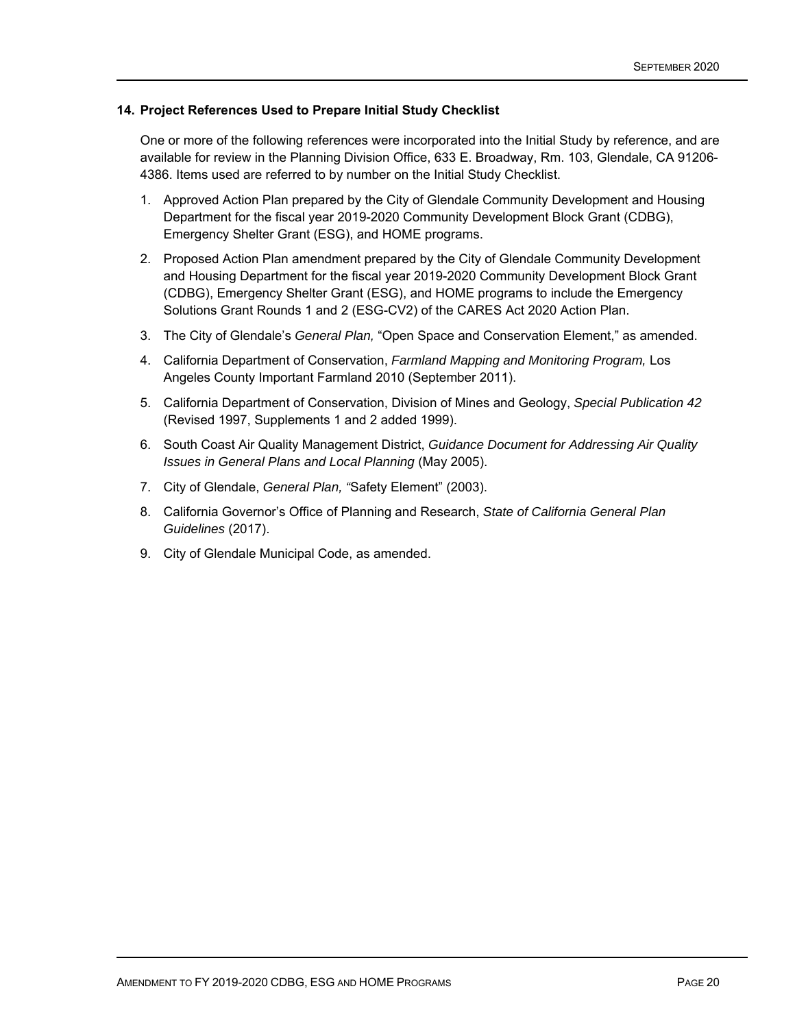**14. Project References Used to Prepare Initial Study Checklist**

One or more of the following references were incorporated into the Initial Study by reference, and are available for review in the Planning Division Office, 633 E. Broadway, Rm. 103, Glendale, CA 91206-4386. Items used are referred to by number on the Initial Study Checklist.

1. Approved Action Plan prepared by the City of Glendale Community Development and Housing Department for the fiscal year 2019-2020 Community Development Block Grant (CDBG), Emergency Shelter Grant (ESG), and HOME programs.
2. Proposed Action Plan amendment prepared by the City of Glendale Community Development and Housing Department for the fiscal year 2019-2020 Community Development Block Grant (CDBG), Emergency Shelter Grant (ESG), and HOME programs to include the Emergency Solutions Grant Rounds 1 and 2 (ESG-CV2) of the CARES Act 2020 Action Plan.
3. The City of Glendale's *General Plan,* "Open Space and Conservation Element," as amended.
4. California Department of Conservation, *Farmland Mapping and Monitoring Program,* Los Angeles County Important Farmland 2010 (September 2011).
5. California Department of Conservation, Division of Mines and Geology, *Special Publication 42* (Revised 1997, Supplements 1 and 2 added 1999).
6. South Coast Air Quality Management District, *Guidance Document for Addressing Air Quality Issues in General Plans and Local Planning* (May 2005).
7. City of Glendale, *General Plan, "*Safety Element" (2003).
8. California Governor's Office of Planning and Research, *State of California General Plan Guidelines* (2017).
9. City of Glendale Municipal Code, as amended.